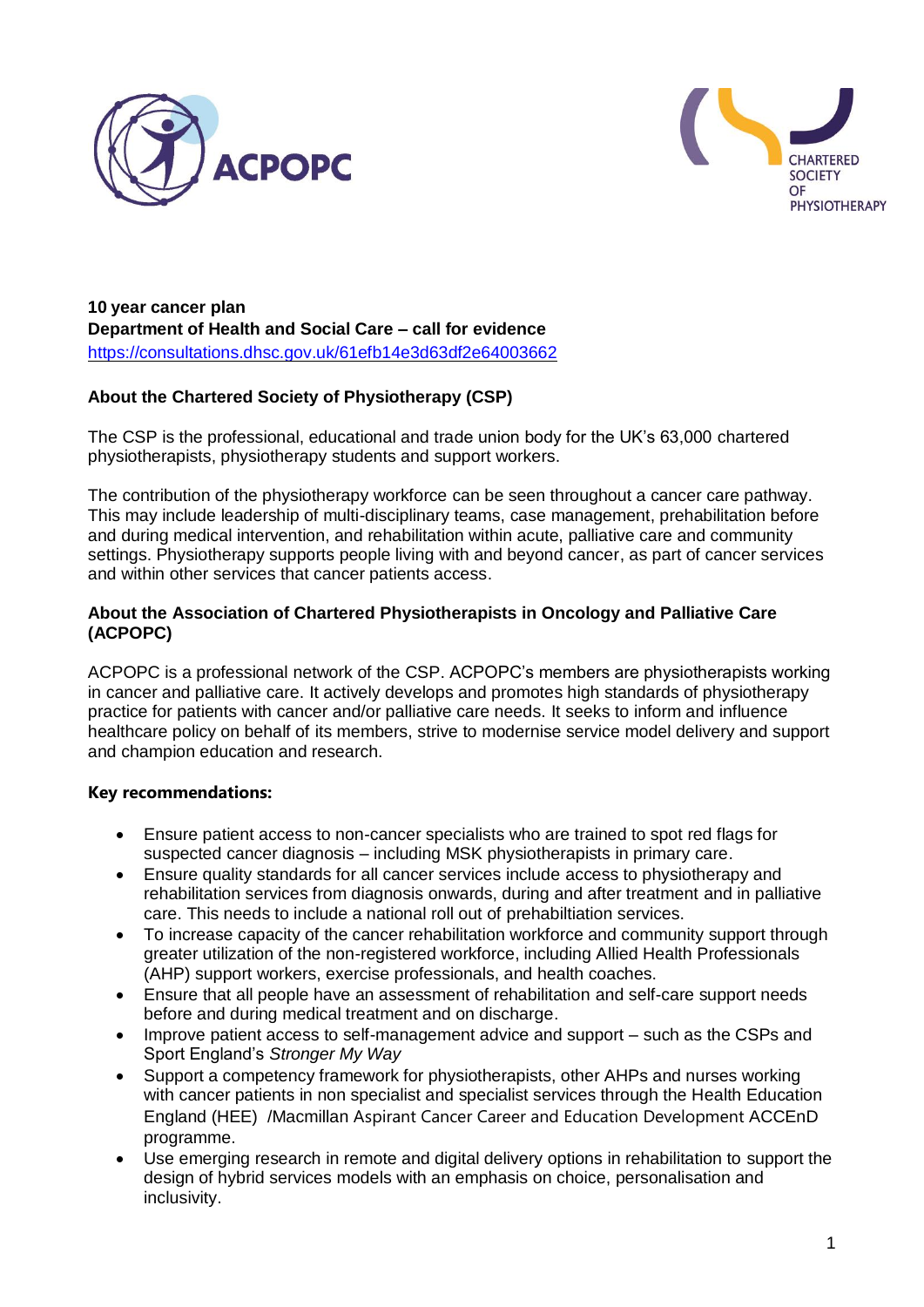**10 year cancer plan**
**Department of Health and Social Care – call for evidence**
[https://consultations.dhsc.gov.uk/61efb14e3d63df2e64003662](https://consultations.dhsc.gov.uk/61efb14e3d63df2e64003662)

## About the Chartered Society of Physiotherapy (CSP)

The CSP is the professional, educational and trade union body for the UK's 63,000 chartered physiotherapists, physiotherapy students and support workers.

The contribution of the physiotherapy workforce can be seen throughout a cancer care pathway. This may include leadership of multi-disciplinary teams, case management, prehabilitation before and during medical intervention, and rehabilitation within acute, palliative care and community settings. Physiotherapy supports people living with and beyond cancer, as part of cancer services and within other services that cancer patients access.

## About the Association of Chartered Physiotherapists in Oncology and Palliative Care (ACPOPC)

ACPOPC is a professional network of the CSP. ACPOPC's members are physiotherapists working in cancer and palliative care. It actively develops and promotes high standards of physiotherapy practice for patients with cancer and/or palliative care needs. It seeks to inform and influence healthcare policy on behalf of its members, strive to modernise service model delivery and support and champion education and research.

### Key recommendations:

- Ensure patient access to non-cancer specialists who are trained to spot red flags for suspected cancer diagnosis – including MSK physiotherapists in primary care.
- Ensure quality standards for all cancer services include access to physiotherapy and rehabilitation services from diagnosis onwards, during and after treatment and in palliative care. This needs to include a national roll out of prehabiltiation services.
- To increase capacity of the cancer rehabilitation workforce and community support through greater utilization of the non-registered workforce, including Allied Health Professionals (AHP) support workers, exercise professionals, and health coaches.
- Ensure that all people have an assessment of rehabilitation and self-care support needs before and during medical treatment and on discharge.
- Improve patient access to self-management advice and support – such as the CSPs and Sport England's *Stronger My Way*
- Support a competency framework for physiotherapists, other AHPs and nurses working with cancer patients in non specialist and specialist services through the Health Education England (HEE) /Macmillan Aspirant Cancer Career and Education Development ACCEnD programme.
- Use emerging research in remote and digital delivery options in rehabilitation to support the design of hybrid services models with an emphasis on choice, personalisation and inclusivity.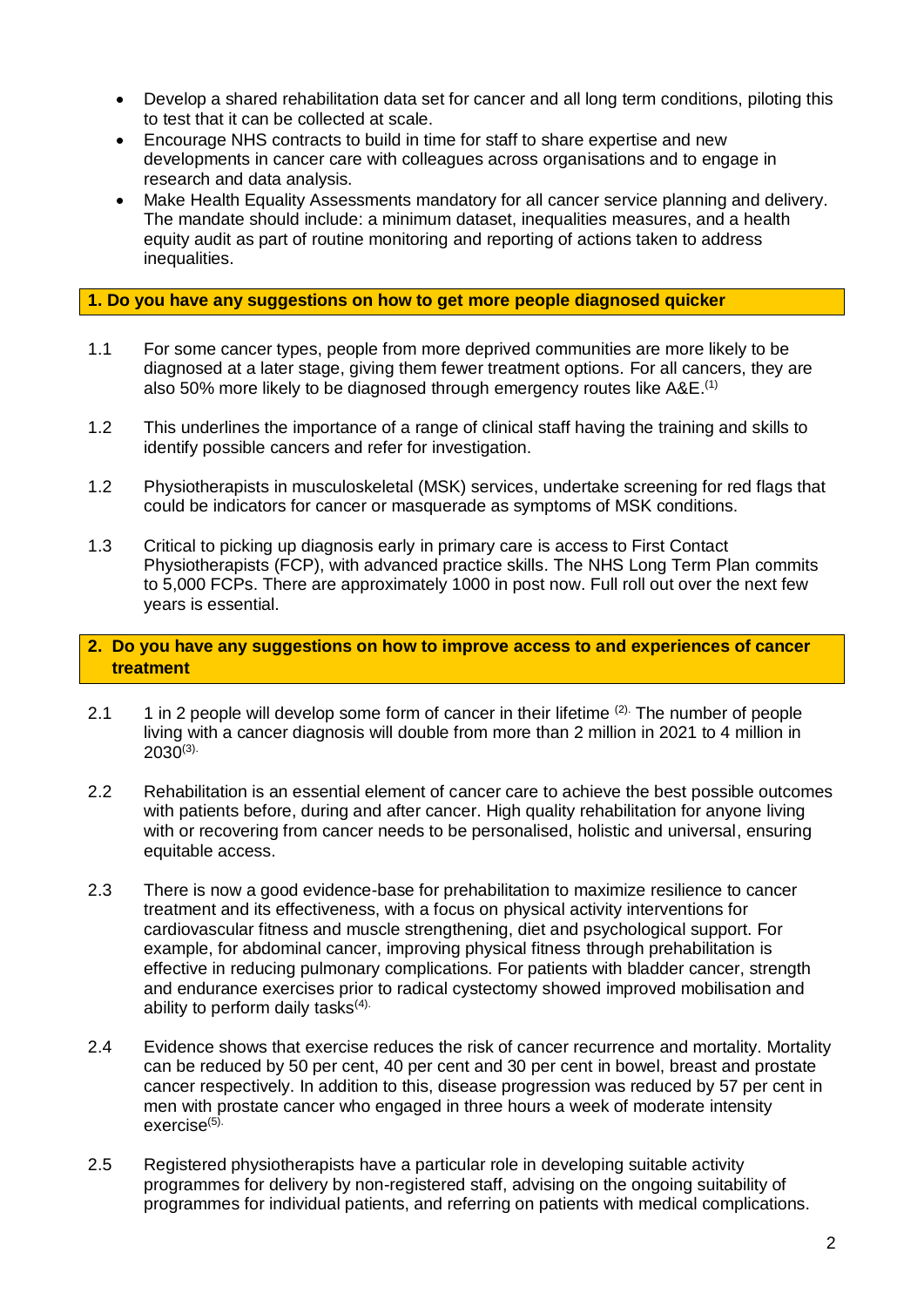- Develop a shared rehabilitation data set for cancer and all long term conditions, piloting this to test that it can be collected at scale.
- Encourage NHS contracts to build in time for staff to share expertise and new developments in cancer care with colleagues across organisations and to engage in research and data analysis.
- Make Health Equality Assessments mandatory for all cancer service planning and delivery. The mandate should include: a minimum dataset, inequalities measures, and a health equity audit as part of routine monitoring and reporting of actions taken to address inequalities.

**1. Do you have any suggestions on how to get more people diagnosed quicker**

1.1 For some cancer types, people from more deprived communities are more likely to be diagnosed at a later stage, giving them fewer treatment options. For all cancers, they are also 50% more likely to be diagnosed through emergency routes like A&E.[1]

1.2 This underlines the importance of a range of clinical staff having the training and skills to identify possible cancers and refer for investigation.

1.2 Physiotherapists in musculoskeletal (MSK) services, undertake screening for red flags that could be indicators for cancer or masquerade as symptoms of MSK conditions.

1.3 Critical to picking up diagnosis early in primary care is access to First Contact Physiotherapists (FCP), with advanced practice skills. The NHS Long Term Plan commits to 5,000 FCPs. There are approximately 1000 in post now. Full roll out over the next few years is essential.

**2. Do you have any suggestions on how to improve access to and experiences of cancer treatment**

2.1 1 in 2 people will develop some form of cancer in their lifetime [2]. The number of people living with a cancer diagnosis will double from more than 2 million in 2021 to 4 million in 2030[3].

2.2 Rehabilitation is an essential element of cancer care to achieve the best possible outcomes with patients before, during and after cancer. High quality rehabilitation for anyone living with or recovering from cancer needs to be personalised, holistic and universal, ensuring equitable access.

2.3 There is now a good evidence-base for prehabilitation to maximize resilience to cancer treatment and its effectiveness, with a focus on physical activity interventions for cardiovascular fitness and muscle strengthening, diet and psychological support. For example, for abdominal cancer, improving physical fitness through prehabilitation is effective in reducing pulmonary complications. For patients with bladder cancer, strength and endurance exercises prior to radical cystectomy showed improved mobilisation and ability to perform daily tasks[4].

2.4 Evidence shows that exercise reduces the risk of cancer recurrence and mortality. Mortality can be reduced by 50 per cent, 40 per cent and 30 per cent in bowel, breast and prostate cancer respectively. In addition to this, disease progression was reduced by 57 per cent in men with prostate cancer who engaged in three hours a week of moderate intensity exercise[5].

2.5 Registered physiotherapists have a particular role in developing suitable activity programmes for delivery by non-registered staff, advising on the ongoing suitability of programmes for individual patients, and referring on patients with medical complications.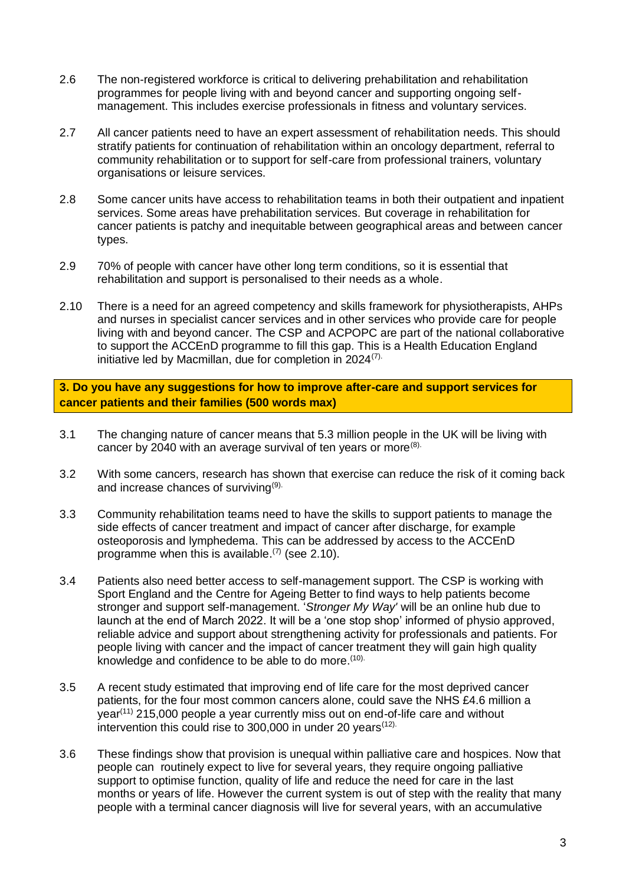2.6 The non-registered workforce is critical to delivering prehabilitation and rehabilitation programmes for people living with and beyond cancer and supporting ongoing self-management. This includes exercise professionals in fitness and voluntary services.

2.7 All cancer patients need to have an expert assessment of rehabilitation needs. This should stratify patients for continuation of rehabilitation within an oncology department, referral to community rehabilitation or to support for self-care from professional trainers, voluntary organisations or leisure services.

2.8 Some cancer units have access to rehabilitation teams in both their outpatient and inpatient services. Some areas have prehabilitation services. But coverage in rehabilitation for cancer patients is patchy and inequitable between geographical areas and between cancer types.

2.9 70% of people with cancer have other long term conditions, so it is essential that rehabilitation and support is personalised to their needs as a whole.

2.10 There is a need for an agreed competency and skills framework for physiotherapists, AHPs and nurses in specialist cancer services and in other services who provide care for people living with and beyond cancer. The CSP and ACPOPC are part of the national collaborative to support the ACCEnD programme to fill this gap. This is a Health Education England initiative led by Macmillan, due for completion in 2024[7].

**3. Do you have any suggestions for how to improve after-care and support services for cancer patients and their families (500 words max)**

3.1 The changing nature of cancer means that 5.3 million people in the UK will be living with cancer by 2040 with an average survival of ten years or more[8].

3.2 With some cancers, research has shown that exercise can reduce the risk of it coming back and increase chances of surviving[9].

3.3 Community rehabilitation teams need to have the skills to support patients to manage the side effects of cancer treatment and impact of cancer after discharge, for example osteoporosis and lymphedema. This can be addressed by access to the ACCEnD programme when this is available.[7] (see 2.10).

3.4 Patients also need better access to self-management support. The CSP is working with Sport England and the Centre for Ageing Better to find ways to help patients become stronger and support self-management. '*Stronger My Way*' will be an online hub due to launch at the end of March 2022. It will be a 'one stop shop' informed of physio approved, reliable advice and support about strengthening activity for professionals and patients. For people living with cancer and the impact of cancer treatment they will gain high quality knowledge and confidence to be able to do more.[10].

3.5 A recent study estimated that improving end of life care for the most deprived cancer patients, for the four most common cancers alone, could save the NHS £4.6 million a year[11] 215,000 people a year currently miss out on end-of-life care and without intervention this could rise to 300,000 in under 20 years[12].

3.6 These findings show that provision is unequal within palliative care and hospices. Now that people can routinely expect to live for several years, they require ongoing palliative support to optimise function, quality of life and reduce the need for care in the last months or years of life. However the current system is out of step with the reality that many people with a terminal cancer diagnosis will live for several years, with an accumulative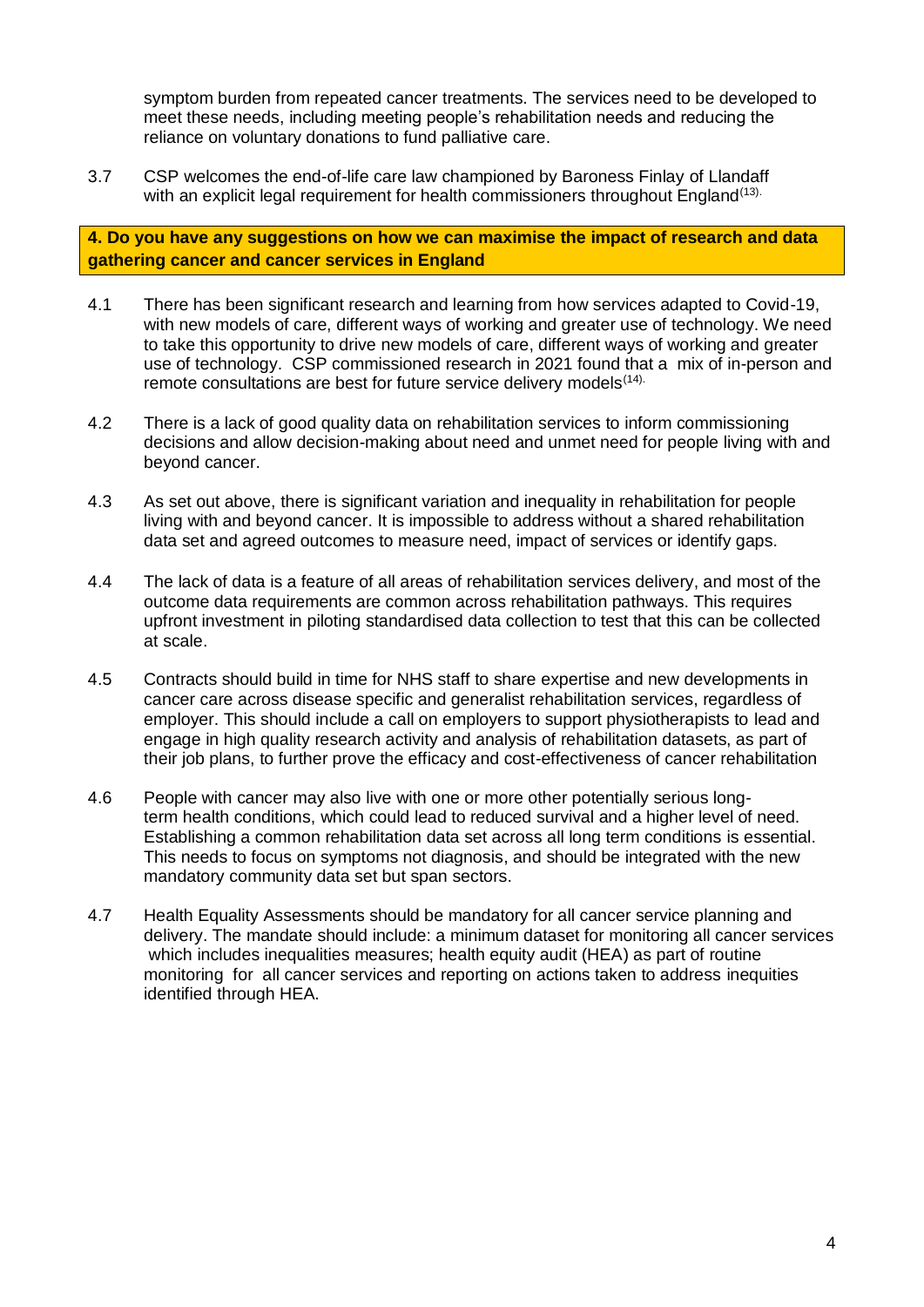symptom burden from repeated cancer treatments. The services need to be developed to meet these needs, including meeting people's rehabilitation needs and reducing the reliance on voluntary donations to fund palliative care.

3.7 CSP welcomes the end-of-life care law championed by Baroness Finlay of Llandaff with an explicit legal requirement for health commissioners throughout England[13].

## 4. Do you have any suggestions on how we can maximise the impact of research and data gathering cancer and cancer services in England

4.1 There has been significant research and learning from how services adapted to Covid-19, with new models of care, different ways of working and greater use of technology. We need to take this opportunity to drive new models of care, different ways of working and greater use of technology. CSP commissioned research in 2021 found that a mix of in-person and remote consultations are best for future service delivery models[14].

4.2 There is a lack of good quality data on rehabilitation services to inform commissioning decisions and allow decision-making about need and unmet need for people living with and beyond cancer.

4.3 As set out above, there is significant variation and inequality in rehabilitation for people living with and beyond cancer. It is impossible to address without a shared rehabilitation data set and agreed outcomes to measure need, impact of services or identify gaps.

4.4 The lack of data is a feature of all areas of rehabilitation services delivery, and most of the outcome data requirements are common across rehabilitation pathways. This requires upfront investment in piloting standardised data collection to test that this can be collected at scale.

4.5 Contracts should build in time for NHS staff to share expertise and new developments in cancer care across disease specific and generalist rehabilitation services, regardless of employer. This should include a call on employers to support physiotherapists to lead and engage in high quality research activity and analysis of rehabilitation datasets, as part of their job plans, to further prove the efficacy and cost-effectiveness of cancer rehabilitation

4.6 People with cancer may also live with one or more other potentially serious long-term health conditions, which could lead to reduced survival and a higher level of need. Establishing a common rehabilitation data set across all long term conditions is essential. This needs to focus on symptoms not diagnosis, and should be integrated with the new mandatory community data set but span sectors.

4.7 Health Equality Assessments should be mandatory for all cancer service planning and delivery. The mandate should include: a minimum dataset for monitoring all cancer services which includes inequalities measures; health equity audit (HEA) as part of routine monitoring for all cancer services and reporting on actions taken to address inequities identified through HEA.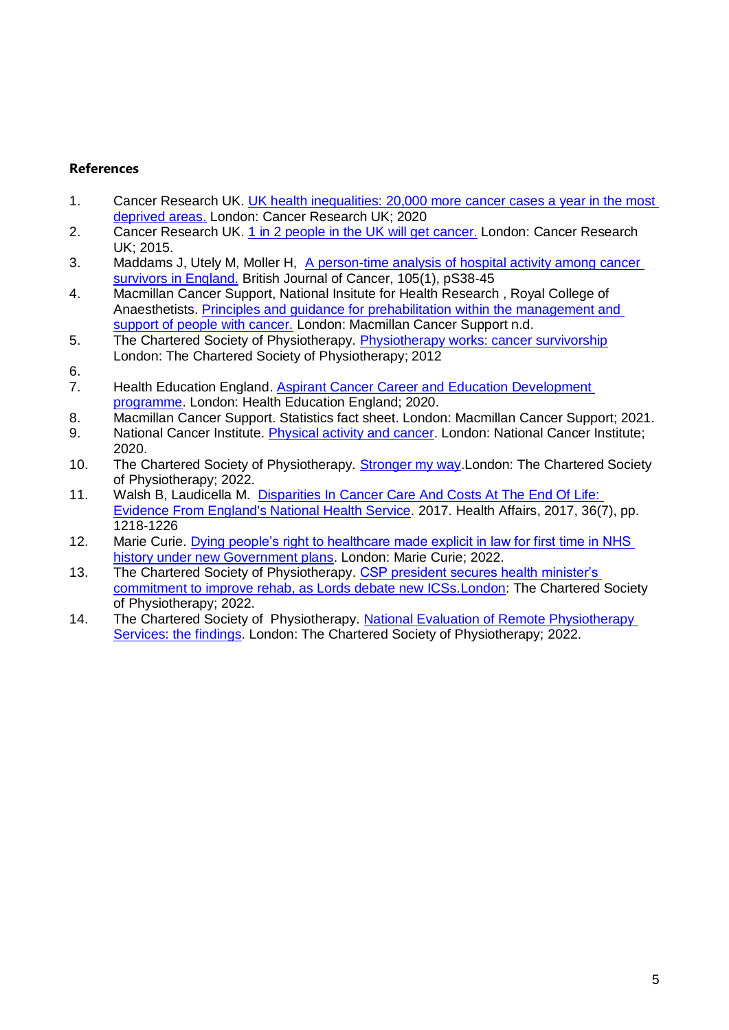**References**

1. Cancer Research UK. UK health inequalities: 20,000 more cancer cases a year in the most deprived areas. London: Cancer Research UK; 2020
2. Cancer Research UK. 1 in 2 people in the UK will get cancer. London: Cancer Research UK; 2015.
3. Maddams J, Utely M, Moller H, A person-time analysis of hospital activity among cancer survivors in England. British Journal of Cancer, 105(1), pS38-45
4. Macmillan Cancer Support, National Insitute for Health Research , Royal College of Anaesthetists. Principles and guidance for prehabilitation within the management and support of people with cancer. London: Macmillan Cancer Support n.d.
5. The Chartered Society of Physiotherapy. Physiotherapy works: cancer survivorship London: The Chartered Society of Physiotherapy; 2012
6. 
7. Health Education England. Aspirant Cancer Career and Education Development programme. London: Health Education England; 2020.
8. Macmillan Cancer Support. Statistics fact sheet. London: Macmillan Cancer Support; 2021.
9. National Cancer Institute. Physical activity and cancer. London: National Cancer Institute; 2020.
10. The Chartered Society of Physiotherapy. Stronger my way.London: The Chartered Society of Physiotherapy; 2022.
11. Walsh B, Laudicella M. Disparities In Cancer Care And Costs At The End Of Life: Evidence From England's National Health Service. 2017. Health Affairs, 2017, 36(7), pp. 1218-1226
12. Marie Curie. Dying people's right to healthcare made explicit in law for first time in NHS history under new Government plans. London: Marie Curie; 2022.
13. The Chartered Society of Physiotherapy. CSP president secures health minister's commitment to improve rehab, as Lords debate new ICSs.London: The Chartered Society of Physiotherapy; 2022.
14. The Chartered Society of Physiotherapy. National Evaluation of Remote Physiotherapy Services: the findings. London: The Chartered Society of Physiotherapy; 2022.